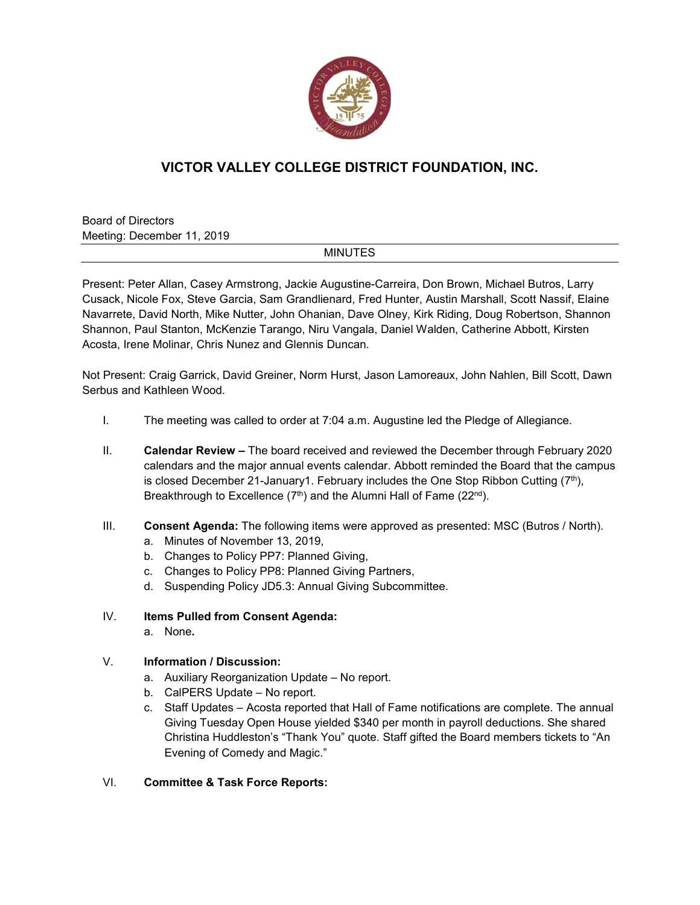# VICTOR VALLEY COLLEGE DISTRICT FOUNDATION, INC.

Board of Directors
Meeting: December 11, 2019

MINUTES

Present: Peter Allan, Casey Armstrong, Jackie Augustine-Carreira, Don Brown, Michael Butros, Larry Cusack, Nicole Fox, Steve Garcia, Sam Grandlienard, Fred Hunter, Austin Marshall, Scott Nassif, Elaine Navarrete, David North, Mike Nutter, John Ohanian, Dave Olney, Kirk Riding, Doug Robertson, Shannon Shannon, Paul Stanton, McKenzie Tarango, Niru Vangala, Daniel Walden, Catherine Abbott, Kirsten Acosta, Irene Molinar, Chris Nunez and Glennis Duncan.

Not Present: Craig Garrick, David Greiner, Norm Hurst, Jason Lamoreaux, John Nahlen, Bill Scott, Dawn Serbus and Kathleen Wood.

I. The meeting was called to order at 7:04 a.m. Augustine led the Pledge of Allegiance.

II. **Calendar Review –** The board received and reviewed the December through February 2020 calendars and the major annual events calendar. Abbott reminded the Board that the campus is closed December 21-January1. February includes the One Stop Ribbon Cutting (7th), Breakthrough to Excellence (7th) and the Alumni Hall of Fame (22nd).

III. **Consent Agenda:** The following items were approved as presented: MSC (Butros / North).
   a. Minutes of November 13, 2019,
   b. Changes to Policy PP7: Planned Giving,
   c. Changes to Policy PP8: Planned Giving Partners,
   d. Suspending Policy JD5.3: Annual Giving Subcommittee.

IV. **Items Pulled from Consent Agenda:**
   a. None**.**

V. **Information / Discussion:**
   a. Auxiliary Reorganization Update – No report.
   b. CalPERS Update – No report.
   c. Staff Updates – Acosta reported that Hall of Fame notifications are complete. The annual Giving Tuesday Open House yielded $340 per month in payroll deductions. She shared Christina Huddleston's "Thank You" quote. Staff gifted the Board members tickets to "An Evening of Comedy and Magic."

VI. **Committee & Task Force Reports:**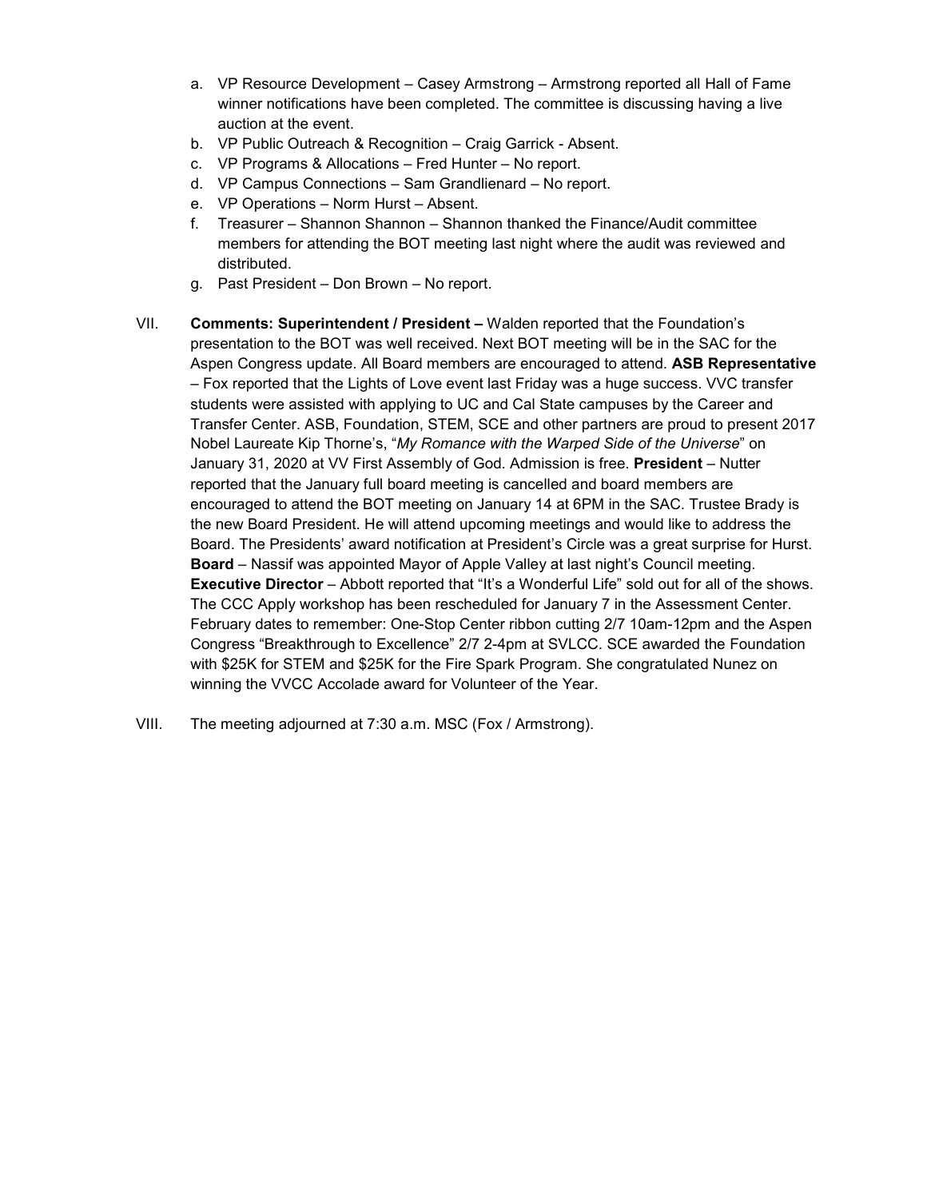a. VP Resource Development – Casey Armstrong – Armstrong reported all Hall of Fame winner notifications have been completed. The committee is discussing having a live auction at the event.
b. VP Public Outreach & Recognition – Craig Garrick - Absent.
c. VP Programs & Allocations – Fred Hunter – No report.
d. VP Campus Connections – Sam Grandlienard – No report.
e. VP Operations – Norm Hurst – Absent.
f. Treasurer – Shannon Shannon – Shannon thanked the Finance/Audit committee members for attending the BOT meeting last night where the audit was reviewed and distributed.
g. Past President – Don Brown – No report.

VII. **Comments: Superintendent / President –** Walden reported that the Foundation's presentation to the BOT was well received. Next BOT meeting will be in the SAC for the Aspen Congress update. All Board members are encouraged to attend. **ASB Representative** – Fox reported that the Lights of Love event last Friday was a huge success. VVC transfer students were assisted with applying to UC and Cal State campuses by the Career and Transfer Center. ASB, Foundation, STEM, SCE and other partners are proud to present 2017 Nobel Laureate Kip Thorne's, "*My Romance with the Warped Side of the Universe*" on January 31, 2020 at VV First Assembly of God. Admission is free. **President** – Nutter reported that the January full board meeting is cancelled and board members are encouraged to attend the BOT meeting on January 14 at 6PM in the SAC. Trustee Brady is the new Board President. He will attend upcoming meetings and would like to address the Board. The Presidents' award notification at President's Circle was a great surprise for Hurst. **Board** – Nassif was appointed Mayor of Apple Valley at last night's Council meeting. **Executive Director** – Abbott reported that "It's a Wonderful Life" sold out for all of the shows. The CCC Apply workshop has been rescheduled for January 7 in the Assessment Center. February dates to remember: One-Stop Center ribbon cutting 2/7 10am-12pm and the Aspen Congress "Breakthrough to Excellence" 2/7 2-4pm at SVLCC. SCE awarded the Foundation with $25K for STEM and $25K for the Fire Spark Program. She congratulated Nunez on winning the VVCC Accolade award for Volunteer of the Year.

VIII. The meeting adjourned at 7:30 a.m. MSC (Fox / Armstrong).